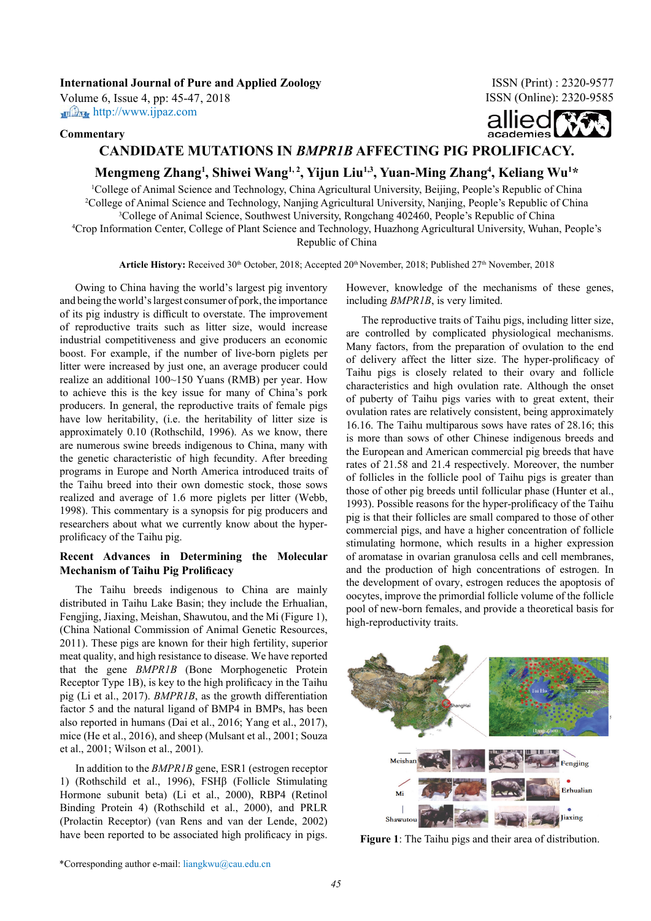**International Journal of Pure and Applied Zoology**
Volume 6, Issue 4, pp: 45-47, 2018
http://www.ijpaz.com

ISSN (Print) : 2320-9577
ISSN (Online): 2320-9585

**Commentary**

# CANDIDATE MUTATIONS IN *BMPR1B* AFFECTING PIG PROLIFICACY.

**Mengmeng Zhang[1], Shiwei Wang[1, 2], Yijun Liu[1,3], Yuan-Ming Zhang[4], Keliang Wu[1]***

[1]College of Animal Science and Technology, China Agricultural University, Beijing, People's Republic of China
[2]College of Animal Science and Technology, Nanjing Agricultural University, Nanjing, People's Republic of China
[3]College of Animal Science, Southwest University, Rongchang 402460, People's Republic of China
[4]Crop Information Center, College of Plant Science and Technology, Huazhong Agricultural University, Wuhan, People's Republic of China

**Article History:** Received 30th October, 2018; Accepted 20th November, 2018; Published 27th November, 2018

Owing to China having the world's largest pig inventory and being the world's largest consumer of pork, the importance of its pig industry is difficult to overstate. The improvement of reproductive traits such as litter size, would increase industrial competitiveness and give producers an economic boost. For example, if the number of live-born piglets per litter were increased by just one, an average producer could realize an additional 100~150 Yuans (RMB) per year. How to achieve this is the key issue for many of China's pork producers. In general, the reproductive traits of female pigs have low heritability, (i.e. the heritability of litter size is approximately 0.10 (Rothschild, 1996). As we know, there are numerous swine breeds indigenous to China, many with the genetic characteristic of high fecundity. After breeding programs in Europe and North America introduced traits of the Taihu breed into their own domestic stock, those sows realized and average of 1.6 more piglets per litter (Webb, 1998). This commentary is a synopsis for pig producers and researchers about what we currently know about the hyper-prolificacy of the Taihu pig.

## Recent Advances in Determining the Molecular Mechanism of Taihu Pig Prolificacy

The Taihu breeds indigenous to China are mainly distributed in Taihu Lake Basin; they include the Erhualian, Fengjing, Jiaxing, Meishan, Shawutou, and the Mi (Figure 1), (China National Commission of Animal Genetic Resources, 2011). These pigs are known for their high fertility, superior meat quality, and high resistance to disease. We have reported that the gene *BMPR1B* (Bone Morphogenetic Protein Receptor Type 1B), is key to the high prolificacy in the Taihu pig (Li et al., 2017). *BMPR1B*, as the growth differentiation factor 5 and the natural ligand of BMP4 in BMPs, has been also reported in humans (Dai et al., 2016; Yang et al., 2017), mice (He et al., 2016), and sheep (Mulsant et al., 2001; Souza et al., 2001; Wilson et al., 2001).

In addition to the *BMPR1B* gene, ESR1 (estrogen receptor 1) (Rothschild et al., 1996), FSHβ (Follicle Stimulating Hormone subunit beta) (Li et al., 2000), RBP4 (Retinol Binding Protein 4) (Rothschild et al., 2000), and PRLR (Prolactin Receptor) (van Rens and van der Lende, 2002) have been reported to be associated high prolificacy in pigs. However, knowledge of the mechanisms of these genes, including *BMPR1B*, is very limited.

The reproductive traits of Taihu pigs, including litter size, are controlled by complicated physiological mechanisms. Many factors, from the preparation of ovulation to the end of delivery affect the litter size. The hyper-prolificacy of Taihu pigs is closely related to their ovary and follicle characteristics and high ovulation rate. Although the onset of puberty of Taihu pigs varies with to great extent, their ovulation rates are relatively consistent, being approximately 16.16. The Taihu multiparous sows have rates of 28.16; this is more than sows of other Chinese indigenous breeds and the European and American commercial pig breeds that have rates of 21.58 and 21.4 respectively. Moreover, the number of follicles in the follicle pool of Taihu pigs is greater than those of other pig breeds until follicular phase (Hunter et al., 1993). Possible reasons for the hyper-prolificacy of the Taihu pig is that their follicles are small compared to those of other commercial pigs, and have a higher concentration of follicle stimulating hormone, which results in a higher expression of aromatase in ovarian granulosa cells and cell membranes, and the production of high concentrations of estrogen. In the development of ovary, estrogen reduces the apoptosis of oocytes, improve the primordial follicle volume of the follicle pool of new-born females, and provide a theoretical basis for high-reproductivity traits.

Beijing
ShangHai
Tai Hu
Shanghai
Hang Zhou
Meishan
Fengjing
Mi
Erhualian
Shawutou
Jiaxing

**Figure 1**: The Taihu pigs and their area of distribution.

*Corresponding author e-mail: liangkwu@cau.edu.cn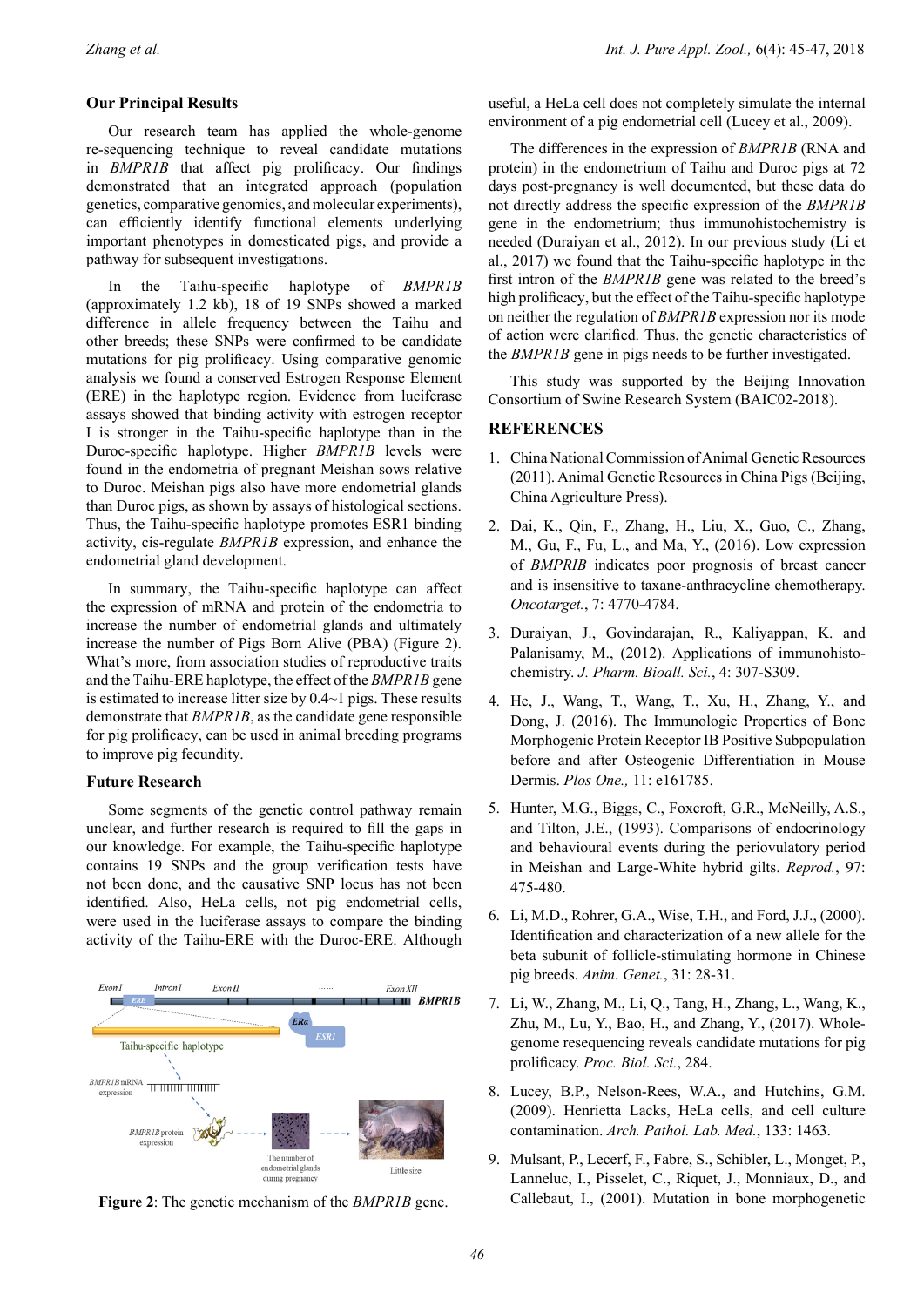## Our Principal Results

Our research team has applied the whole-genome re-sequencing technique to reveal candidate mutations in *BMPR1B* that affect pig prolificacy. Our findings demonstrated that an integrated approach (population genetics, comparative genomics, and molecular experiments), can efficiently identify functional elements underlying important phenotypes in domesticated pigs, and provide a pathway for subsequent investigations.

In the Taihu-specific haplotype of *BMPR1B* (approximately 1.2 kb), 18 of 19 SNPs showed a marked difference in allele frequency between the Taihu and other breeds; these SNPs were confirmed to be candidate mutations for pig prolificacy. Using comparative genomic analysis we found a conserved Estrogen Response Element (ERE) in the haplotype region. Evidence from luciferase assays showed that binding activity with estrogen receptor I is stronger in the Taihu-specific haplotype than in the Duroc-specific haplotype. Higher *BMPR1B* levels were found in the endometria of pregnant Meishan sows relative to Duroc. Meishan pigs also have more endometrial glands than Duroc pigs, as shown by assays of histological sections. Thus, the Taihu-specific haplotype promotes ESR1 binding activity, cis-regulate *BMPR1B* expression, and enhance the endometrial gland development.

In summary, the Taihu-specific haplotype can affect the expression of mRNA and protein of the endometria to increase the number of endometrial glands and ultimately increase the number of Pigs Born Alive (PBA) (Figure 2). What's more, from association studies of reproductive traits and the Taihu-ERE haplotype, the effect of the *BMPR1B* gene is estimated to increase litter size by 0.4~1 pigs. These results demonstrate that *BMPR1B*, as the candidate gene responsible for pig prolificacy, can be used in animal breeding programs to improve pig fecundity.

## Future Research

Some segments of the genetic control pathway remain unclear, and further research is required to fill the gaps in our knowledge. For example, the Taihu-specific haplotype contains 19 SNPs and the group verification tests have not been done, and the causative SNP locus has not been identified. Also, HeLa cells, not pig endometrial cells, were used in the luciferase assays to compare the binding activity of the Taihu-ERE with the Duroc-ERE. Although useful, a HeLa cell does not completely simulate the internal environment of a pig endometrial cell (Lucey et al., 2009).

Exon I
Intron I
Exon II
......
Exon XII
ERE
BMPR1B
ERα
ESR1
Taihu-specific haplotype
BMPR1B mRNA expression
BMPR1B protein expression
The number of endometrial glands during pregnancy
Little size

**Figure 2**: The genetic mechanism of the *BMPR1B* gene.

The differences in the expression of *BMPR1B* (RNA and protein) in the endometrium of Taihu and Duroc pigs at 72 days post-pregnancy is well documented, but these data do not directly address the specific expression of the *BMPR1B* gene in the endometrium; thus immunohistochemistry is needed (Duraiyan et al., 2012). In our previous study (Li et al., 2017) we found that the Taihu-specific haplotype in the first intron of the *BMPR1B* gene was related to the breed's high prolificacy, but the effect of the Taihu-specific haplotype on neither the regulation of *BMPR1B* expression nor its mode of action were clarified. Thus, the genetic characteristics of the *BMPR1B* gene in pigs needs to be further investigated.

This study was supported by the Beijing Innovation Consortium of Swine Research System (BAIC02-2018).

## REFERENCES

1. China National Commission of Animal Genetic Resources (2011). Animal Genetic Resources in China Pigs (Beijing, China Agriculture Press).
2. Dai, K., Qin, F., Zhang, H., Liu, X., Guo, C., Zhang, M., Gu, F., Fu, L., and Ma, Y., (2016). Low expression of *BMPR1B* indicates poor prognosis of breast cancer and is insensitive to taxane-anthracycline chemotherapy. *Oncotarget.*, 7: 4770-4784.
3. Duraiyan, J., Govindarajan, R., Kaliyappan, K. and Palanisamy, M., (2012). Applications of immunohistochemistry. *J. Pharm. Bioall. Sci.*, 4: 307-S309.
4. He, J., Wang, T., Wang, T., Xu, H., Zhang, Y., and Dong, J. (2016). The Immunologic Properties of Bone Morphogenic Protein Receptor IB Positive Subpopulation before and after Osteogenic Differentiation in Mouse Dermis. *Plos One.,* 11: e161785.
5. Hunter, M.G., Biggs, C., Foxcroft, G.R., McNeilly, A.S., and Tilton, J.E., (1993). Comparisons of endocrinology and behavioural events during the periovulatory period in Meishan and Large-White hybrid gilts. *Reprod.*, 97: 475-480.
6. Li, M.D., Rohrer, G.A., Wise, T.H., and Ford, J.J., (2000). Identification and characterization of a new allele for the beta subunit of follicle-stimulating hormone in Chinese pig breeds. *Anim. Genet.*, 31: 28-31.
7. Li, W., Zhang, M., Li, Q., Tang, H., Zhang, L., Wang, K., Zhu, M., Lu, Y., Bao, H., and Zhang, Y., (2017). Whole-genome resequencing reveals candidate mutations for pig prolificacy. *Proc. Biol. Sci.*, 284.
8. Lucey, B.P., Nelson-Rees, W.A., and Hutchins, G.M. (2009). Henrietta Lacks, HeLa cells, and cell culture contamination. *Arch. Pathol. Lab. Med.*, 133: 1463.
9. Mulsant, P., Lecerf, F., Fabre, S., Schibler, L., Monget, P., Lanneluc, I., Pisselet, C., Riquet, J., Monniaux, D., and Callebaut, I., (2001). Mutation in bone morphogenetic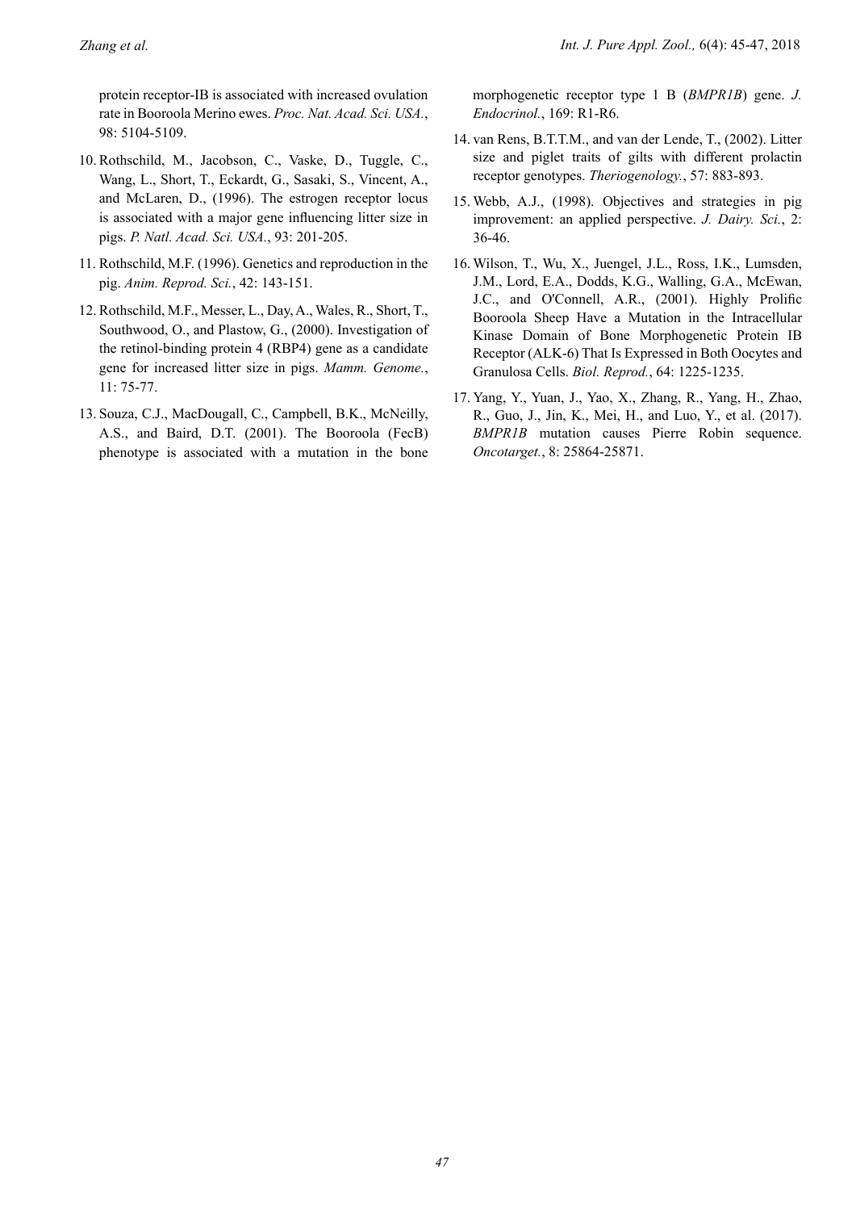protein receptor-IB is associated with increased ovulation rate in Booroola Merino ewes. *Proc. Nat. Acad. Sci. USA.*, 98: 5104-5109.

10. Rothschild, M., Jacobson, C., Vaske, D., Tuggle, C., Wang, L., Short, T., Eckardt, G., Sasaki, S., Vincent, A., and McLaren, D., (1996). The estrogen receptor locus is associated with a major gene influencing litter size in pigs. *P. Natl. Acad. Sci. USA.*, 93: 201-205.

11. Rothschild, M.F. (1996). Genetics and reproduction in the pig. *Anim. Reprod. Sci.*, 42: 143-151.

12. Rothschild, M.F., Messer, L., Day, A., Wales, R., Short, T., Southwood, O., and Plastow, G., (2000). Investigation of the retinol-binding protein 4 (RBP4) gene as a candidate gene for increased litter size in pigs. *Mamm. Genome.*, 11: 75-77.

13. Souza, C.J., MacDougall, C., Campbell, B.K., McNeilly, A.S., and Baird, D.T. (2001). The Booroola (FecB) phenotype is associated with a mutation in the bone morphogenetic receptor type 1 B (*BMPR1B*) gene. *J. Endocrinol.*, 169: R1-R6.

14. van Rens, B.T.T.M., and van der Lende, T., (2002). Litter size and piglet traits of gilts with different prolactin receptor genotypes. *Theriogenology.*, 57: 883-893.

15. Webb, A.J., (1998). Objectives and strategies in pig improvement: an applied perspective. *J. Dairy. Sci.*, 2: 36-46.

16. Wilson, T., Wu, X., Juengel, J.L., Ross, I.K., Lumsden, J.M., Lord, E.A., Dodds, K.G., Walling, G.A., McEwan, J.C., and O'Connell, A.R., (2001). Highly Prolific Booroola Sheep Have a Mutation in the Intracellular Kinase Domain of Bone Morphogenetic Protein IB Receptor (ALK-6) That Is Expressed in Both Oocytes and Granulosa Cells. *Biol. Reprod.*, 64: 1225-1235.

17. Yang, Y., Yuan, J., Yao, X., Zhang, R., Yang, H., Zhao, R., Guo, J., Jin, K., Mei, H., and Luo, Y., et al. (2017). *BMPR1B* mutation causes Pierre Robin sequence. *Oncotarget.*, 8: 25864-25871.